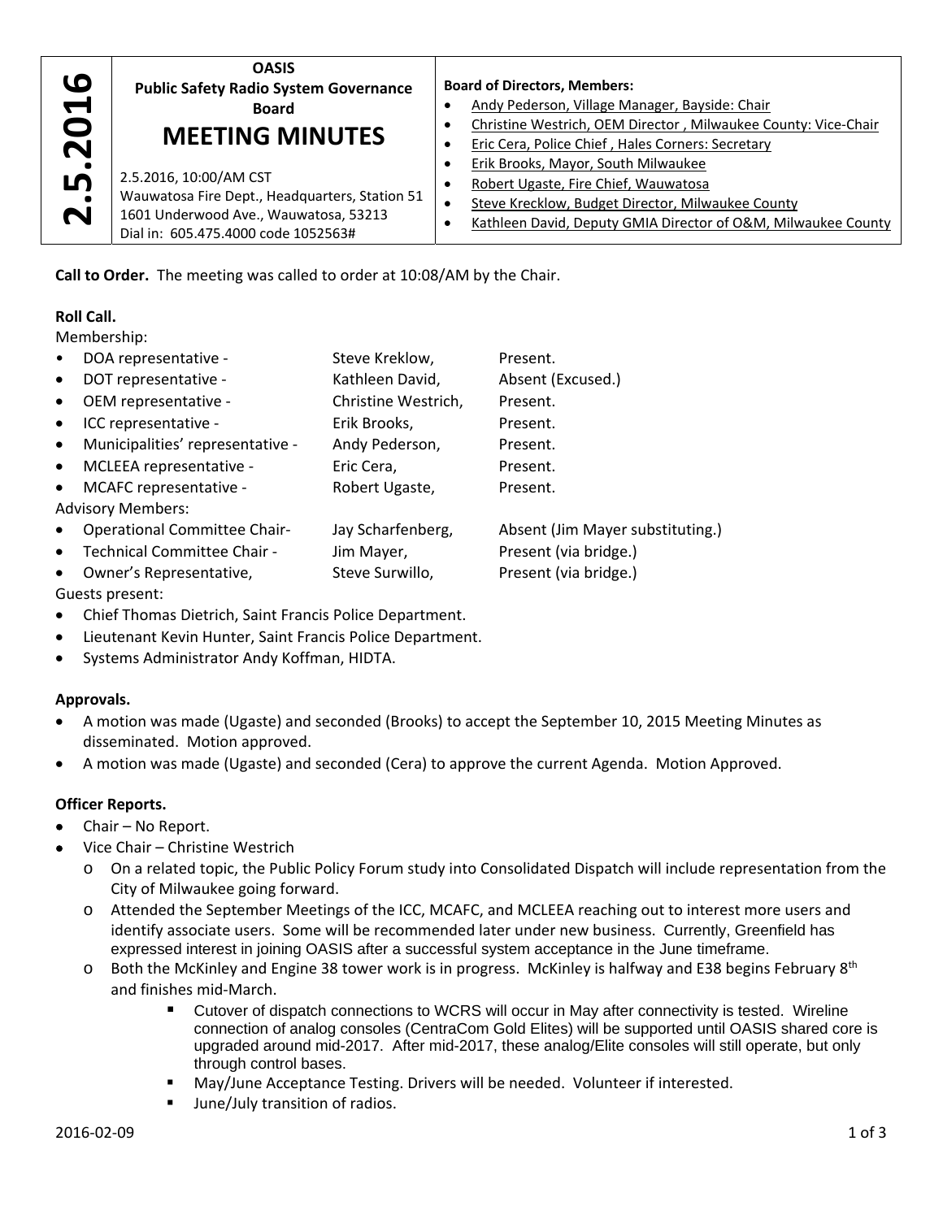**2.5.2016**

**OASIS**
**Public Safety Radio System Governance Board**

# MEETING MINUTES

2.5.2016, 10:00/AM CST
Wauwatosa Fire Dept., Headquarters, Station 51
1601 Underwood Ave., Wauwatosa, 53213
Dial in: 605.475.4000 code 1052563#

**Board of Directors, Members:**

- Andy Pederson, Village Manager, Bayside: Chair
- Christine Westrich, OEM Director , Milwaukee County: Vice-Chair
- Eric Cera, Police Chief , Hales Corners: Secretary
- Erik Brooks, Mayor, South Milwaukee
- Robert Ugaste, Fire Chief, Wauwatosa
- Steve Krecklow, Budget Director, Milwaukee County
- Kathleen David, Deputy GMIA Director of O&M, Milwaukee County

**Call to Order.** The meeting was called to order at 10:08/AM by the Chair.

**Roll Call.**

Membership:

- DOA representative - Steve Kreklow, Present.
- DOT representative - Kathleen David, Absent (Excused.)
- OEM representative - Christine Westrich, Present.
- ICC representative - Erik Brooks, Present.
- Municipalities' representative - Andy Pederson, Present.
- MCLEEA representative - Eric Cera, Present.
- MCAFC representative - Robert Ugaste, Present.

Advisory Members:

- Operational Committee Chair- Jay Scharfenberg, Absent (Jim Mayer substituting.)
- Technical Committee Chair - Jim Mayer, Present (via bridge.)
- Owner's Representative, Steve Surwillo, Present (via bridge.)

Guests present:

- Chief Thomas Dietrich, Saint Francis Police Department.
- Lieutenant Kevin Hunter, Saint Francis Police Department.
- Systems Administrator Andy Koffman, HIDTA.

**Approvals.**

- A motion was made (Ugaste) and seconded (Brooks) to accept the September 10, 2015 Meeting Minutes as disseminated. Motion approved.
- A motion was made (Ugaste) and seconded (Cera) to approve the current Agenda. Motion Approved.

**Officer Reports.**

- Chair – No Report.
- Vice Chair – Christine Westrich
  - On a related topic, the Public Policy Forum study into Consolidated Dispatch will include representation from the City of Milwaukee going forward.
  - Attended the September Meetings of the ICC, MCAFC, and MCLEEA reaching out to interest more users and identify associate users. Some will be recommended later under new business. Currently, Greenfield has expressed interest in joining OASIS after a successful system acceptance in the June timeframe.
  - Both the McKinley and Engine 38 tower work is in progress. McKinley is halfway and E38 begins February 8th and finishes mid-March.
    - Cutover of dispatch connections to WCRS will occur in May after connectivity is tested. Wireline connection of analog consoles (CentraCom Gold Elites) will be supported until OASIS shared core is upgraded around mid-2017. After mid-2017, these analog/Elite consoles will still operate, but only through control bases.
    - May/June Acceptance Testing. Drivers will be needed. Volunteer if interested.
    - June/July transition of radios.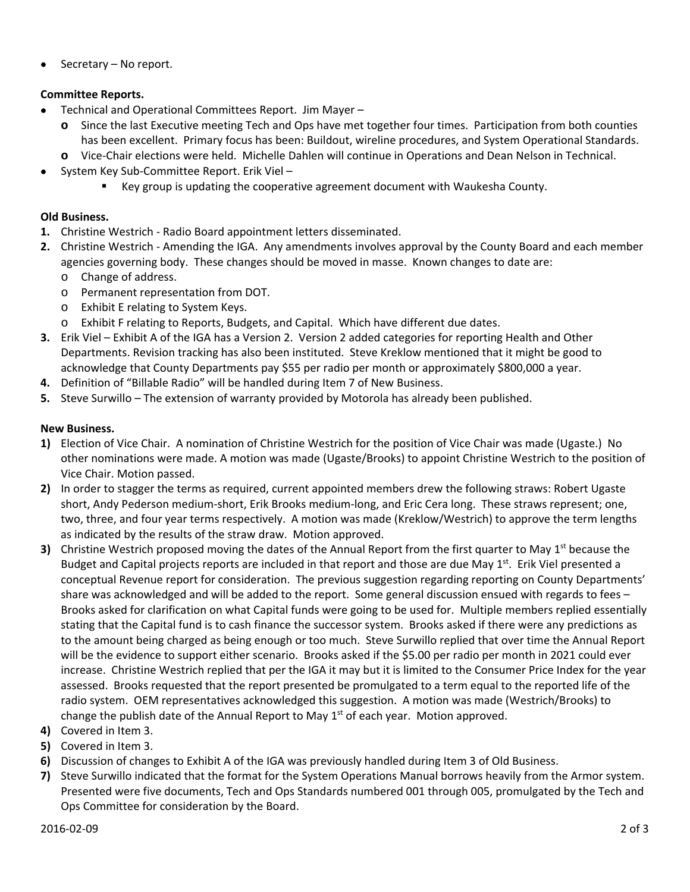- Secretary – No report.

**Committee Reports.**

- Technical and Operational Committees Report. Jim Mayer –
  - Since the last Executive meeting Tech and Ops have met together four times. Participation from both counties has been excellent. Primary focus has been: Buildout, wireline procedures, and System Operational Standards.
  - Vice-Chair elections were held. Michelle Dahlen will continue in Operations and Dean Nelson in Technical.
- System Key Sub-Committee Report. Erik Viel –
  - Key group is updating the cooperative agreement document with Waukesha County.

**Old Business.**

1. Christine Westrich - Radio Board appointment letters disseminated.
2. Christine Westrich - Amending the IGA. Any amendments involves approval by the County Board and each member agencies governing body. These changes should be moved in masse. Known changes to date are:
   - Change of address.
   - Permanent representation from DOT.
   - Exhibit E relating to System Keys.
   - Exhibit F relating to Reports, Budgets, and Capital. Which have different due dates.
3. Erik Viel – Exhibit A of the IGA has a Version 2. Version 2 added categories for reporting Health and Other Departments. Revision tracking has also been instituted. Steve Kreklow mentioned that it might be good to acknowledge that County Departments pay $55 per radio per month or approximately $800,000 a year.
4. Definition of "Billable Radio" will be handled during Item 7 of New Business.
5. Steve Surwillo – The extension of warranty provided by Motorola has already been published.

**New Business.**

1) Election of Vice Chair. A nomination of Christine Westrich for the position of Vice Chair was made (Ugaste.) No other nominations were made. A motion was made (Ugaste/Brooks) to appoint Christine Westrich to the position of Vice Chair. Motion passed.
2) In order to stagger the terms as required, current appointed members drew the following straws: Robert Ugaste short, Andy Pederson medium-short, Erik Brooks medium-long, and Eric Cera long. These straws represent; one, two, three, and four year terms respectively. A motion was made (Kreklow/Westrich) to approve the term lengths as indicated by the results of the straw draw. Motion approved.
3) Christine Westrich proposed moving the dates of the Annual Report from the first quarter to May 1st because the Budget and Capital projects reports are included in that report and those are due May 1st. Erik Viel presented a conceptual Revenue report for consideration. The previous suggestion regarding reporting on County Departments' share was acknowledged and will be added to the report. Some general discussion ensued with regards to fees – Brooks asked for clarification on what Capital funds were going to be used for. Multiple members replied essentially stating that the Capital fund is to cash finance the successor system. Brooks asked if there were any predictions as to the amount being charged as being enough or too much. Steve Surwillo replied that over time the Annual Report will be the evidence to support either scenario. Brooks asked if the $5.00 per radio per month in 2021 could ever increase. Christine Westrich replied that per the IGA it may but it is limited to the Consumer Price Index for the year assessed. Brooks requested that the report presented be promulgated to a term equal to the reported life of the radio system. OEM representatives acknowledged this suggestion. A motion was made (Westrich/Brooks) to change the publish date of the Annual Report to May 1st of each year. Motion approved.
4) Covered in Item 3.
5) Covered in Item 3.
6) Discussion of changes to Exhibit A of the IGA was previously handled during Item 3 of Old Business.
7) Steve Surwillo indicated that the format for the System Operations Manual borrows heavily from the Armor system. Presented were five documents, Tech and Ops Standards numbered 001 through 005, promulgated by the Tech and Ops Committee for consideration by the Board.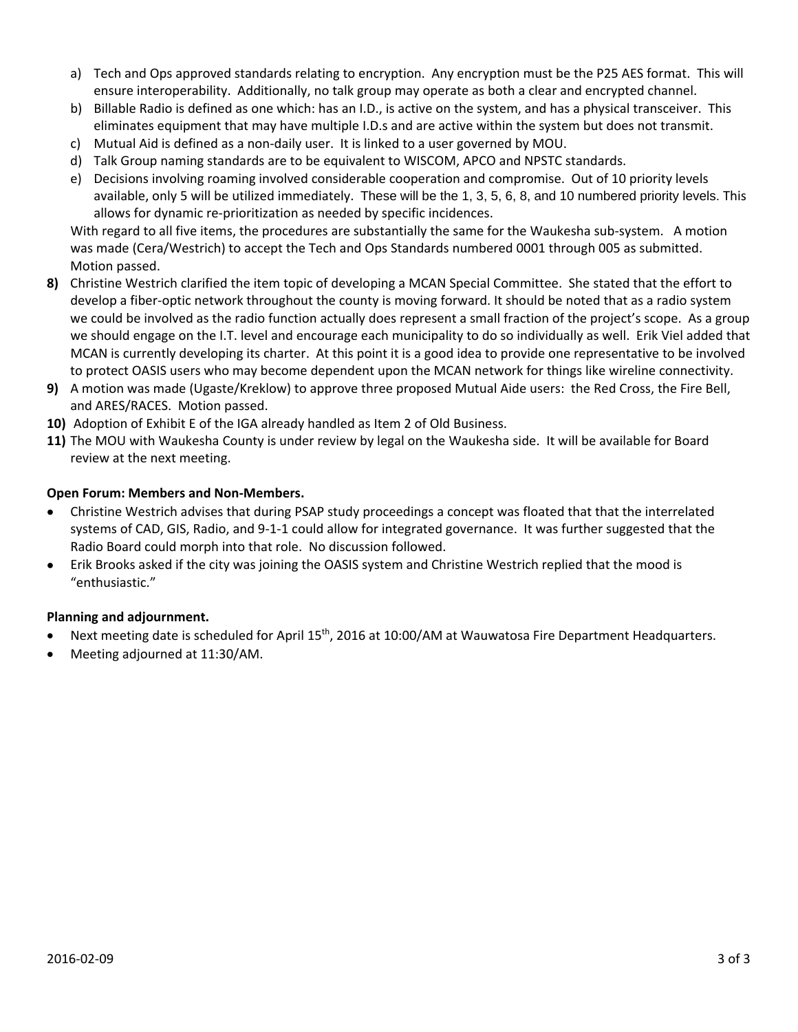a) Tech and Ops approved standards relating to encryption. Any encryption must be the P25 AES format. This will ensure interoperability. Additionally, no talk group may operate as both a clear and encrypted channel.
b) Billable Radio is defined as one which: has an I.D., is active on the system, and has a physical transceiver. This eliminates equipment that may have multiple I.D.s and are active within the system but does not transmit.
c) Mutual Aid is defined as a non-daily user. It is linked to a user governed by MOU.
d) Talk Group naming standards are to be equivalent to WISCOM, APCO and NPSTC standards.
e) Decisions involving roaming involved considerable cooperation and compromise. Out of 10 priority levels available, only 5 will be utilized immediately. These will be the 1, 3, 5, 6, 8, and 10 numbered priority levels. This allows for dynamic re-prioritization as needed by specific incidences.

With regard to all five items, the procedures are substantially the same for the Waukesha sub-system. A motion was made (Cera/Westrich) to accept the Tech and Ops Standards numbered 0001 through 005 as submitted. Motion passed.

**8)** Christine Westrich clarified the item topic of developing a MCAN Special Committee. She stated that the effort to develop a fiber-optic network throughout the county is moving forward. It should be noted that as a radio system we could be involved as the radio function actually does represent a small fraction of the project's scope. As a group we should engage on the I.T. level and encourage each municipality to do so individually as well. Erik Viel added that MCAN is currently developing its charter. At this point it is a good idea to provide one representative to be involved to protect OASIS users who may become dependent upon the MCAN network for things like wireline connectivity.

**9)** A motion was made (Ugaste/Kreklow) to approve three proposed Mutual Aide users: the Red Cross, the Fire Bell, and ARES/RACES. Motion passed.

**10)** Adoption of Exhibit E of the IGA already handled as Item 2 of Old Business.

**11)** The MOU with Waukesha County is under review by legal on the Waukesha side. It will be available for Board review at the next meeting.

**Open Forum: Members and Non-Members.**

- Christine Westrich advises that during PSAP study proceedings a concept was floated that that the interrelated systems of CAD, GIS, Radio, and 9-1-1 could allow for integrated governance. It was further suggested that the Radio Board could morph into that role. No discussion followed.
- Erik Brooks asked if the city was joining the OASIS system and Christine Westrich replied that the mood is "enthusiastic."

**Planning and adjournment.**

- Next meeting date is scheduled for April 15th, 2016 at 10:00/AM at Wauwatosa Fire Department Headquarters.
- Meeting adjourned at 11:30/AM.

2016-02-09